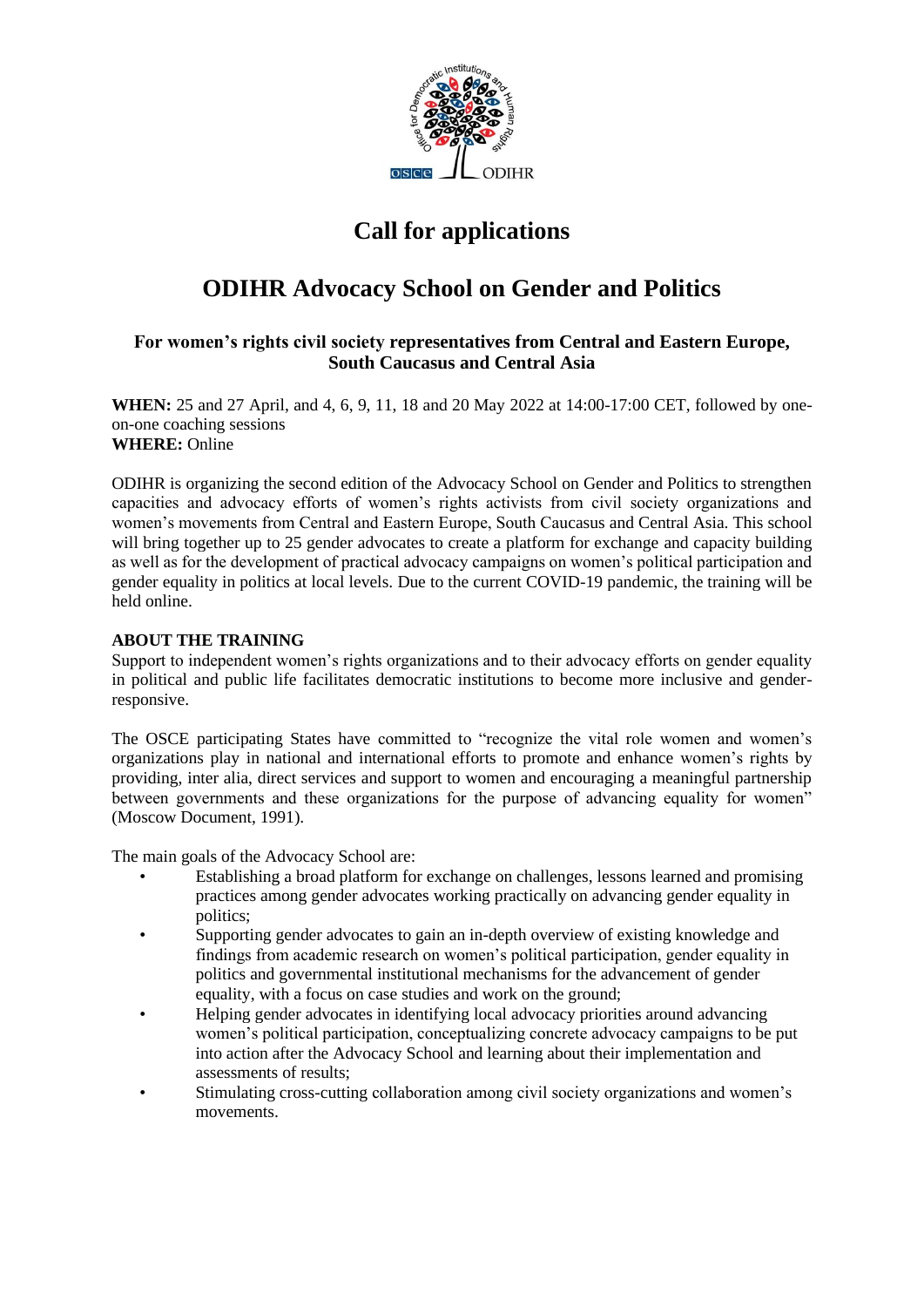# Call for applications

# ODIHR Advocacy School on Gender and Politics

### For women's rights civil society representatives from Central and Eastern Europe, South Caucasus and Central Asia

**WHEN:** 25 and 27 April, and 4, 6, 9, 11, 18 and 20 May 2022 at 14:00-17:00 CET, followed by one-on-one coaching sessions
**WHERE:** Online

ODIHR is organizing the second edition of the Advocacy School on Gender and Politics to strengthen capacities and advocacy efforts of women's rights activists from civil society organizations and women's movements from Central and Eastern Europe, South Caucasus and Central Asia. This school will bring together up to 25 gender advocates to create a platform for exchange and capacity building as well as for the development of practical advocacy campaigns on women's political participation and gender equality in politics at local levels. Due to the current COVID-19 pandemic, the training will be held online.

**ABOUT THE TRAINING**

Support to independent women's rights organizations and to their advocacy efforts on gender equality in political and public life facilitates democratic institutions to become more inclusive and gender-responsive.

The OSCE participating States have committed to "recognize the vital role women and women's organizations play in national and international efforts to promote and enhance women's rights by providing, inter alia, direct services and support to women and encouraging a meaningful partnership between governments and these organizations for the purpose of advancing equality for women" (Moscow Document, 1991).

The main goals of the Advocacy School are:

- Establishing a broad platform for exchange on challenges, lessons learned and promising practices among gender advocates working practically on advancing gender equality in politics;
- Supporting gender advocates to gain an in-depth overview of existing knowledge and findings from academic research on women's political participation, gender equality in politics and governmental institutional mechanisms for the advancement of gender equality, with a focus on case studies and work on the ground;
- Helping gender advocates in identifying local advocacy priorities around advancing women's political participation, conceptualizing concrete advocacy campaigns to be put into action after the Advocacy School and learning about their implementation and assessments of results;
- Stimulating cross-cutting collaboration among civil society organizations and women's movements.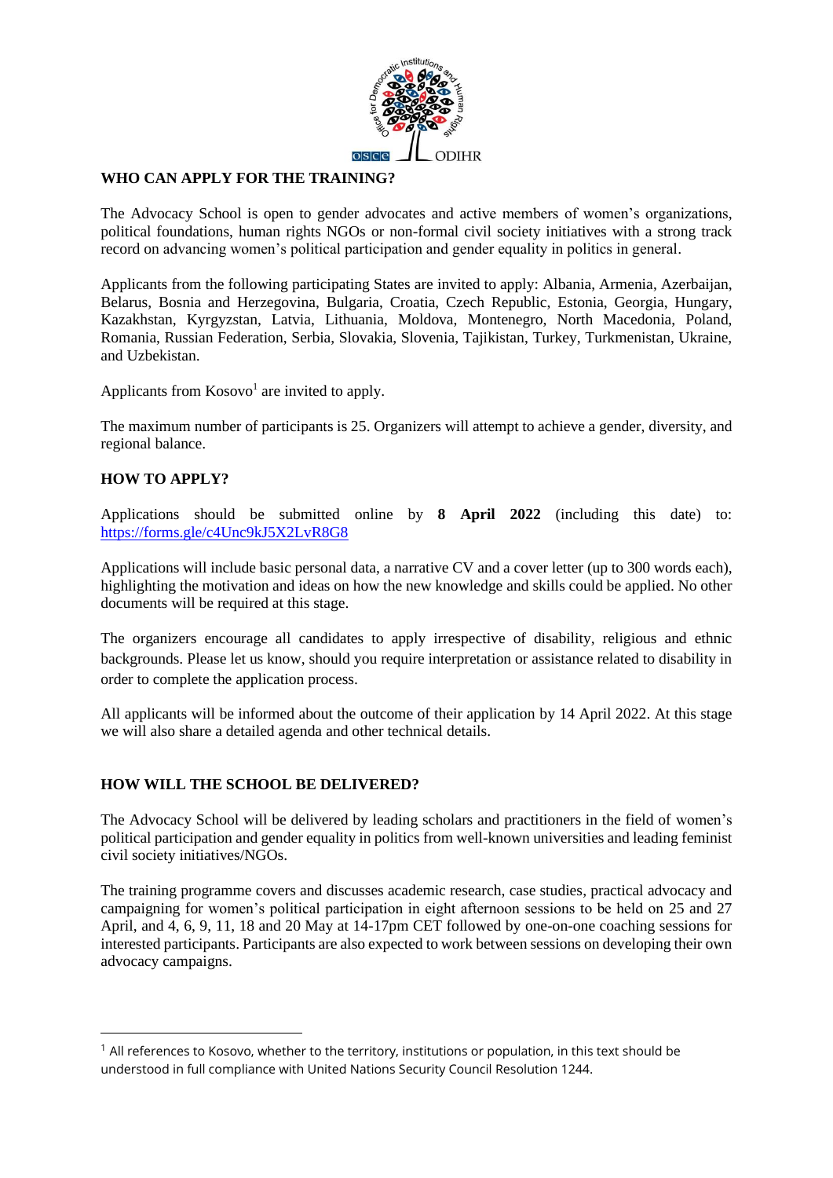## WHO CAN APPLY FOR THE TRAINING?

The Advocacy School is open to gender advocates and active members of women's organizations, political foundations, human rights NGOs or non-formal civil society initiatives with a strong track record on advancing women's political participation and gender equality in politics in general.

Applicants from the following participating States are invited to apply: Albania, Armenia, Azerbaijan, Belarus, Bosnia and Herzegovina, Bulgaria, Croatia, Czech Republic, Estonia, Georgia, Hungary, Kazakhstan, Kyrgyzstan, Latvia, Lithuania, Moldova, Montenegro, North Macedonia, Poland, Romania, Russian Federation, Serbia, Slovakia, Slovenia, Tajikistan, Turkey, Turkmenistan, Ukraine, and Uzbekistan.

Applicants from Kosovo[1] are invited to apply.

The maximum number of participants is 25. Organizers will attempt to achieve a gender, diversity, and regional balance.

## HOW TO APPLY?

Applications should be submitted online by **8 April 2022** (including this date) to: https://forms.gle/c4Unc9kJ5X2LvR8G8

Applications will include basic personal data, a narrative CV and a cover letter (up to 300 words each), highlighting the motivation and ideas on how the new knowledge and skills could be applied. No other documents will be required at this stage.

The organizers encourage all candidates to apply irrespective of disability, religious and ethnic backgrounds. Please let us know, should you require interpretation or assistance related to disability in order to complete the application process.

All applicants will be informed about the outcome of their application by 14 April 2022. At this stage we will also share a detailed agenda and other technical details.

## HOW WILL THE SCHOOL BE DELIVERED?

The Advocacy School will be delivered by leading scholars and practitioners in the field of women's political participation and gender equality in politics from well-known universities and leading feminist civil society initiatives/NGOs.

The training programme covers and discusses academic research, case studies, practical advocacy and campaigning for women's political participation in eight afternoon sessions to be held on 25 and 27 April, and 4, 6, 9, 11, 18 and 20 May at 14-17pm CET followed by one-on-one coaching sessions for interested participants. Participants are also expected to work between sessions on developing their own advocacy campaigns.

---

[1] All references to Kosovo, whether to the territory, institutions or population, in this text should be understood in full compliance with United Nations Security Council Resolution 1244.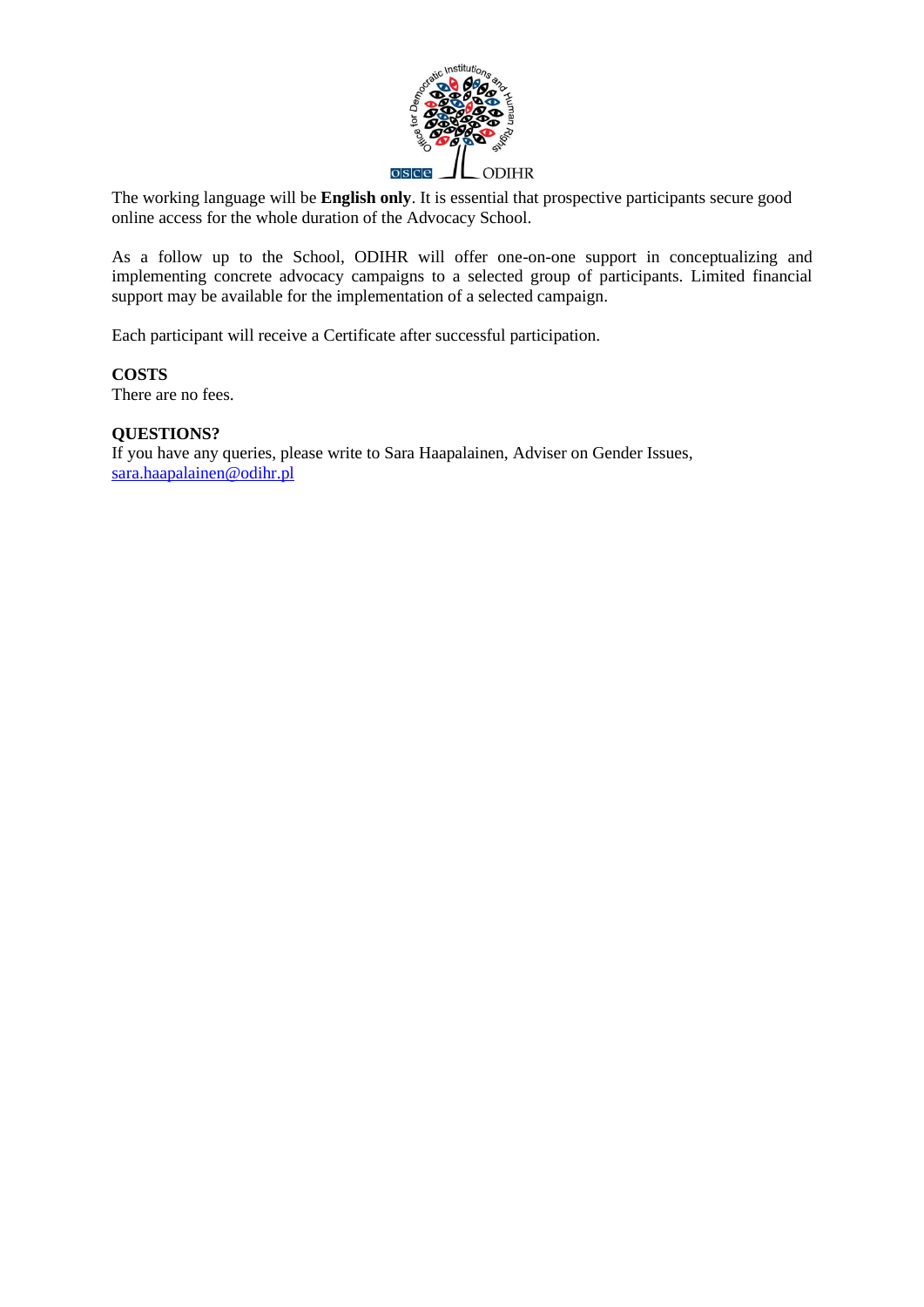The working language will be **English only**. It is essential that prospective participants secure good online access for the whole duration of the Advocacy School.

As a follow up to the School, ODIHR will offer one-on-one support in conceptualizing and implementing concrete advocacy campaigns to a selected group of participants. Limited financial support may be available for the implementation of a selected campaign.

Each participant will receive a Certificate after successful participation.

**COSTS**

There are no fees.

**QUESTIONS?**

If you have any queries, please write to Sara Haapalainen, Adviser on Gender Issues, sara.haapalainen@odihr.pl